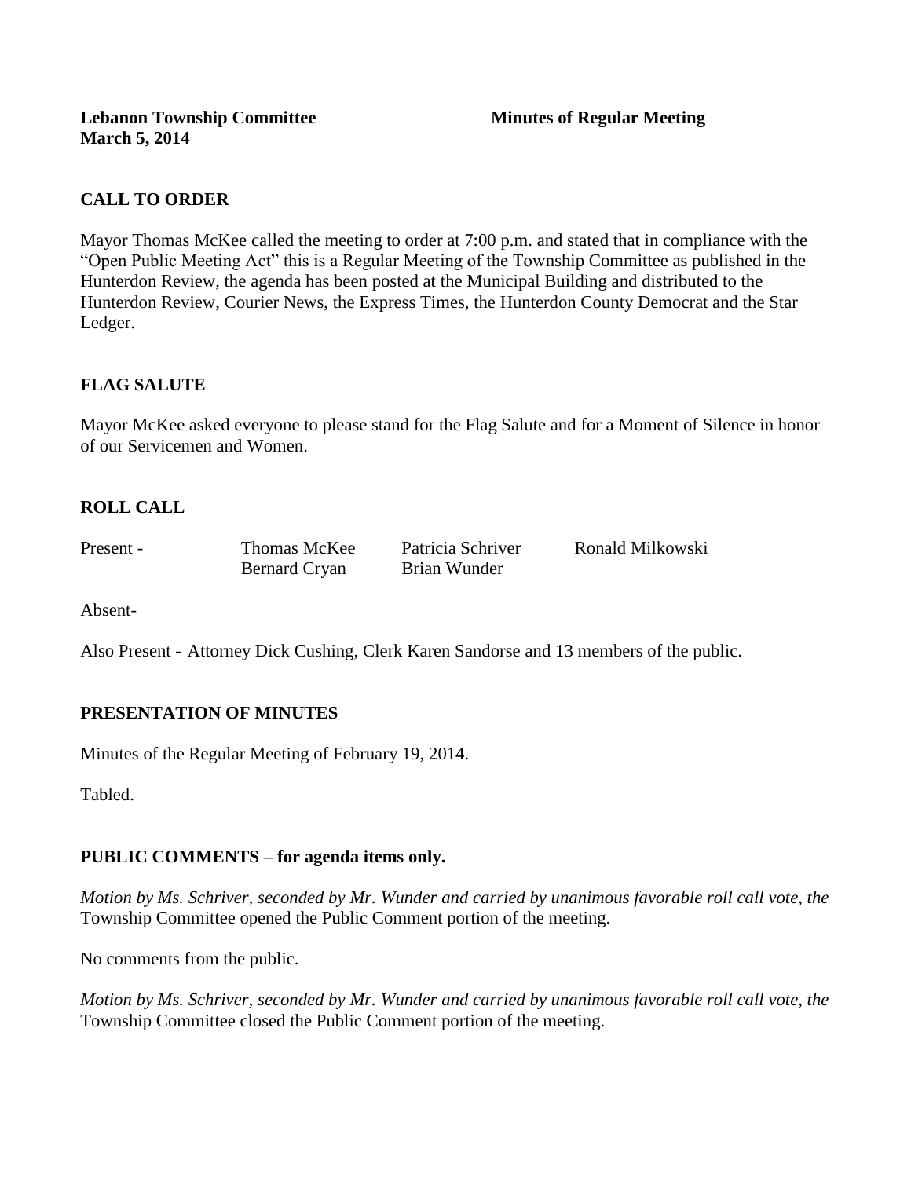**Lebanon Township Committee** **Minutes of Regular Meeting**
**March 5, 2014**

## CALL TO ORDER

Mayor Thomas McKee called the meeting to order at 7:00 p.m. and stated that in compliance with the "Open Public Meeting Act" this is a Regular Meeting of the Township Committee as published in the Hunterdon Review, the agenda has been posted at the Municipal Building and distributed to the Hunterdon Review, Courier News, the Express Times, the Hunterdon County Democrat and the Star Ledger.

## FLAG SALUTE

Mayor McKee asked everyone to please stand for the Flag Salute and for a Moment of Silence in honor of our Servicemen and Women.

## ROLL CALL

| Present - | Thomas McKee | Patricia Schriver | Ronald Milkowski |
|---|---|---|---|
| | Bernard Cryan | Brian Wunder | |

Absent-

Also Present - Attorney Dick Cushing, Clerk Karen Sandorse and 13 members of the public.

## PRESENTATION OF MINUTES

Minutes of the Regular Meeting of February 19, 2014.

Tabled.

## PUBLIC COMMENTS – for agenda items only.

*Motion by Ms. Schriver, seconded by Mr. Wunder and carried by unanimous favorable roll call vote, the* Township Committee opened the Public Comment portion of the meeting.

No comments from the public.

*Motion by Ms. Schriver, seconded by Mr. Wunder and carried by unanimous favorable roll call vote, the* Township Committee closed the Public Comment portion of the meeting.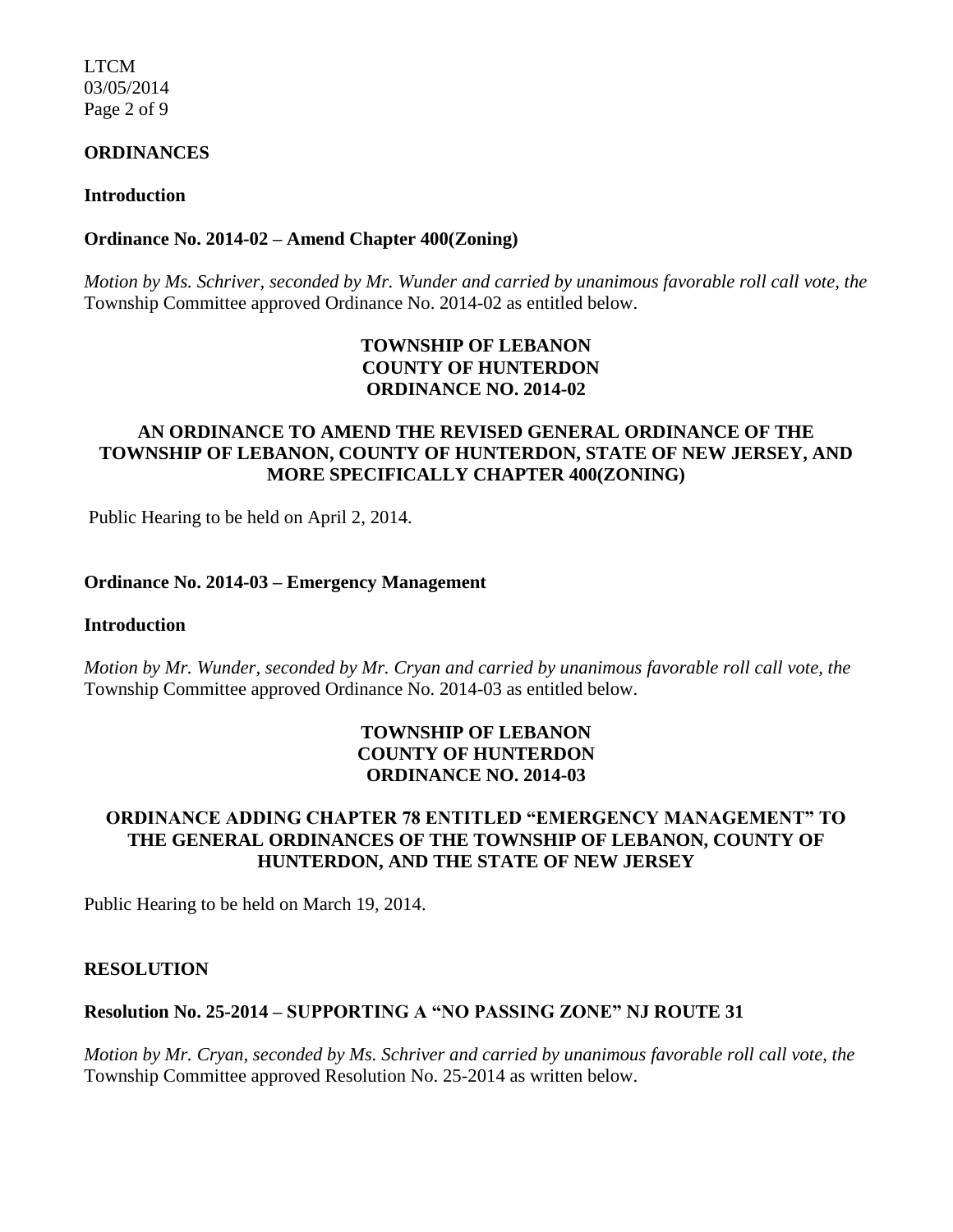## ORDINANCES

### Introduction

### Ordinance No. 2014-02 – Amend Chapter 400(Zoning)

*Motion by Ms. Schriver, seconded by Mr. Wunder and carried by unanimous favorable roll call vote, the* Township Committee approved Ordinance No. 2014-02 as entitled below.

**TOWNSHIP OF LEBANON**
**COUNTY OF HUNTERDON**
**ORDINANCE NO. 2014-02**

**AN ORDINANCE TO AMEND THE REVISED GENERAL ORDINANCE OF THE TOWNSHIP OF LEBANON, COUNTY OF HUNTERDON, STATE OF NEW JERSEY, AND MORE SPECIFICALLY CHAPTER 400(ZONING)**

Public Hearing to be held on April 2, 2014.

### Ordinance No. 2014-03 – Emergency Management

### Introduction

*Motion by Mr. Wunder, seconded by Mr. Cryan and carried by unanimous favorable roll call vote, the* Township Committee approved Ordinance No. 2014-03 as entitled below.

**TOWNSHIP OF LEBANON**
**COUNTY OF HUNTERDON**
**ORDINANCE NO. 2014-03**

**ORDINANCE ADDING CHAPTER 78 ENTITLED "EMERGENCY MANAGEMENT" TO THE GENERAL ORDINANCES OF THE TOWNSHIP OF LEBANON, COUNTY OF HUNTERDON, AND THE STATE OF NEW JERSEY**

Public Hearing to be held on March 19, 2014.

## RESOLUTION

### Resolution No. 25-2014 – SUPPORTING A "NO PASSING ZONE" NJ ROUTE 31

*Motion by Mr. Cryan, seconded by Ms. Schriver and carried by unanimous favorable roll call vote, the* Township Committee approved Resolution No. 25-2014 as written below.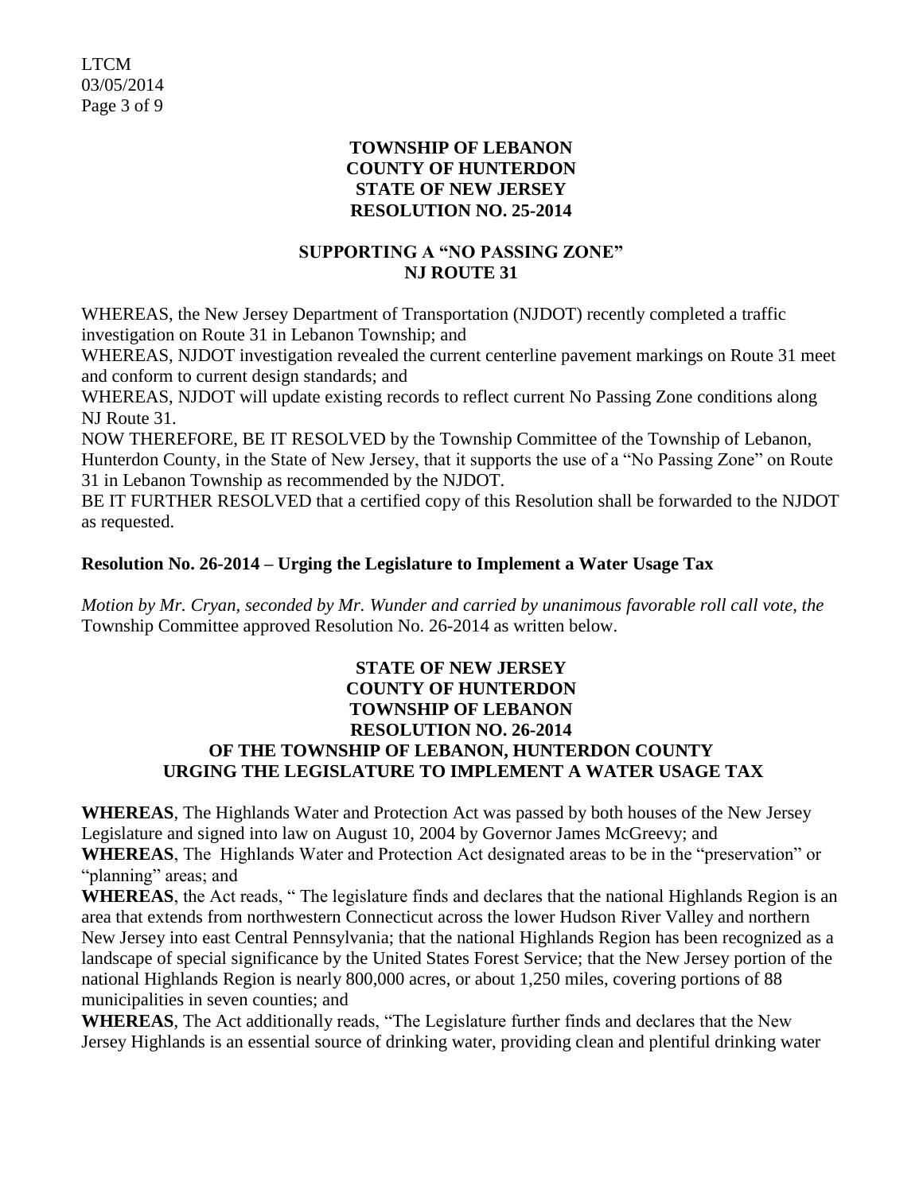**TOWNSHIP OF LEBANON**
**COUNTY OF HUNTERDON**
**STATE OF NEW JERSEY**
**RESOLUTION NO. 25-2014**

**SUPPORTING A "NO PASSING ZONE"**
**NJ ROUTE 31**

WHEREAS, the New Jersey Department of Transportation (NJDOT) recently completed a traffic investigation on Route 31 in Lebanon Township; and

WHEREAS, NJDOT investigation revealed the current centerline pavement markings on Route 31 meet and conform to current design standards; and

WHEREAS, NJDOT will update existing records to reflect current No Passing Zone conditions along NJ Route 31.

NOW THEREFORE, BE IT RESOLVED by the Township Committee of the Township of Lebanon, Hunterdon County, in the State of New Jersey, that it supports the use of a "No Passing Zone" on Route 31 in Lebanon Township as recommended by the NJDOT.

BE IT FURTHER RESOLVED that a certified copy of this Resolution shall be forwarded to the NJDOT as requested.

**Resolution No. 26-2014 – Urging the Legislature to Implement a Water Usage Tax**

*Motion by Mr. Cryan, seconded by Mr. Wunder and carried by unanimous favorable roll call vote, the* Township Committee approved Resolution No. 26-2014 as written below.

**STATE OF NEW JERSEY**
**COUNTY OF HUNTERDON**
**TOWNSHIP OF LEBANON**
**RESOLUTION NO. 26-2014**
**OF THE TOWNSHIP OF LEBANON, HUNTERDON COUNTY**
**URGING THE LEGISLATURE TO IMPLEMENT A WATER USAGE TAX**

**WHEREAS**, The Highlands Water and Protection Act was passed by both houses of the New Jersey Legislature and signed into law on August 10, 2004 by Governor James McGreevy; and

**WHEREAS**, The Highlands Water and Protection Act designated areas to be in the "preservation" or "planning" areas; and

**WHEREAS**, the Act reads, " The legislature finds and declares that the national Highlands Region is an area that extends from northwestern Connecticut across the lower Hudson River Valley and northern New Jersey into east Central Pennsylvania; that the national Highlands Region has been recognized as a landscape of special significance by the United States Forest Service; that the New Jersey portion of the national Highlands Region is nearly 800,000 acres, or about 1,250 miles, covering portions of 88 municipalities in seven counties; and

**WHEREAS**, The Act additionally reads, "The Legislature further finds and declares that the New Jersey Highlands is an essential source of drinking water, providing clean and plentiful drinking water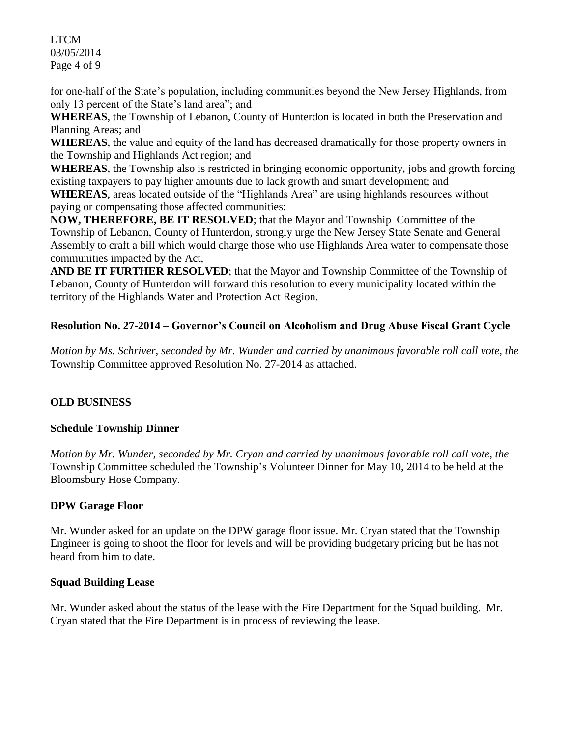for one-half of the State's population, including communities beyond the New Jersey Highlands, from only 13 percent of the State's land area"; and

**WHEREAS**, the Township of Lebanon, County of Hunterdon is located in both the Preservation and Planning Areas; and

**WHEREAS**, the value and equity of the land has decreased dramatically for those property owners in the Township and Highlands Act region; and

**WHEREAS**, the Township also is restricted in bringing economic opportunity, jobs and growth forcing existing taxpayers to pay higher amounts due to lack growth and smart development; and

**WHEREAS**, areas located outside of the "Highlands Area" are using highlands resources without paying or compensating those affected communities:

**NOW, THEREFORE, BE IT RESOLVED**; that the Mayor and Township Committee of the Township of Lebanon, County of Hunterdon, strongly urge the New Jersey State Senate and General Assembly to craft a bill which would charge those who use Highlands Area water to compensate those communities impacted by the Act,

**AND BE IT FURTHER RESOLVED**; that the Mayor and Township Committee of the Township of Lebanon, County of Hunterdon will forward this resolution to every municipality located within the territory of the Highlands Water and Protection Act Region.

**Resolution No. 27-2014 – Governor's Council on Alcoholism and Drug Abuse Fiscal Grant Cycle**

*Motion by Ms. Schriver, seconded by Mr. Wunder and carried by unanimous favorable roll call vote, the* Township Committee approved Resolution No. 27-2014 as attached.

**OLD BUSINESS**

**Schedule Township Dinner**

*Motion by Mr. Wunder, seconded by Mr. Cryan and carried by unanimous favorable roll call vote, the* Township Committee scheduled the Township's Volunteer Dinner for May 10, 2014 to be held at the Bloomsbury Hose Company.

**DPW Garage Floor**

Mr. Wunder asked for an update on the DPW garage floor issue. Mr. Cryan stated that the Township Engineer is going to shoot the floor for levels and will be providing budgetary pricing but he has not heard from him to date.

**Squad Building Lease**

Mr. Wunder asked about the status of the lease with the Fire Department for the Squad building. Mr. Cryan stated that the Fire Department is in process of reviewing the lease.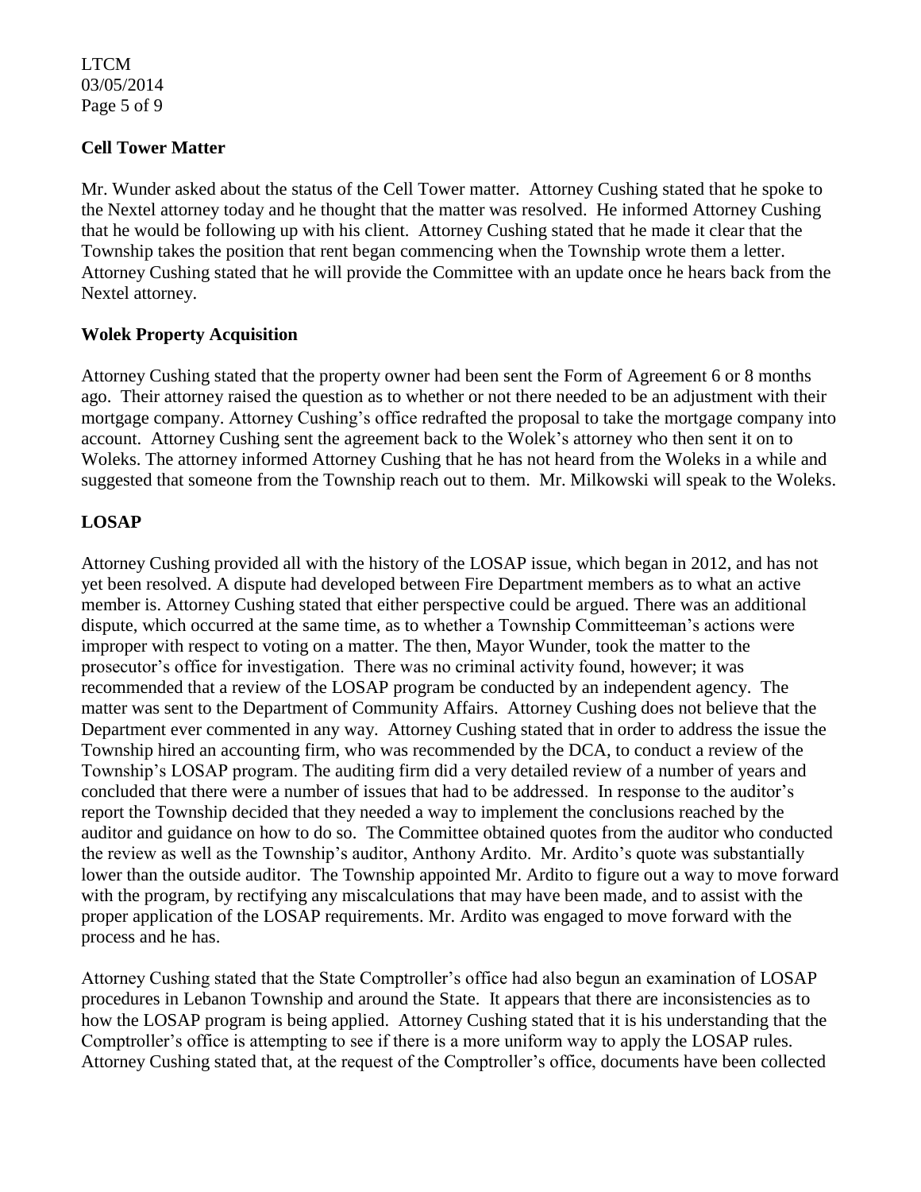### Cell Tower Matter

Mr. Wunder asked about the status of the Cell Tower matter. Attorney Cushing stated that he spoke to the Nextel attorney today and he thought that the matter was resolved. He informed Attorney Cushing that he would be following up with his client. Attorney Cushing stated that he made it clear that the Township takes the position that rent began commencing when the Township wrote them a letter. Attorney Cushing stated that he will provide the Committee with an update once he hears back from the Nextel attorney.

### Wolek Property Acquisition

Attorney Cushing stated that the property owner had been sent the Form of Agreement 6 or 8 months ago. Their attorney raised the question as to whether or not there needed to be an adjustment with their mortgage company. Attorney Cushing's office redrafted the proposal to take the mortgage company into account. Attorney Cushing sent the agreement back to the Wolek's attorney who then sent it on to Woleks. The attorney informed Attorney Cushing that he has not heard from the Woleks in a while and suggested that someone from the Township reach out to them. Mr. Milkowski will speak to the Woleks.

### LOSAP

Attorney Cushing provided all with the history of the LOSAP issue, which began in 2012, and has not yet been resolved. A dispute had developed between Fire Department members as to what an active member is. Attorney Cushing stated that either perspective could be argued. There was an additional dispute, which occurred at the same time, as to whether a Township Committeeman's actions were improper with respect to voting on a matter. The then, Mayor Wunder, took the matter to the prosecutor's office for investigation. There was no criminal activity found, however; it was recommended that a review of the LOSAP program be conducted by an independent agency. The matter was sent to the Department of Community Affairs. Attorney Cushing does not believe that the Department ever commented in any way. Attorney Cushing stated that in order to address the issue the Township hired an accounting firm, who was recommended by the DCA, to conduct a review of the Township's LOSAP program. The auditing firm did a very detailed review of a number of years and concluded that there were a number of issues that had to be addressed. In response to the auditor's report the Township decided that they needed a way to implement the conclusions reached by the auditor and guidance on how to do so. The Committee obtained quotes from the auditor who conducted the review as well as the Township's auditor, Anthony Ardito. Mr. Ardito's quote was substantially lower than the outside auditor. The Township appointed Mr. Ardito to figure out a way to move forward with the program, by rectifying any miscalculations that may have been made, and to assist with the proper application of the LOSAP requirements. Mr. Ardito was engaged to move forward with the process and he has.

Attorney Cushing stated that the State Comptroller's office had also begun an examination of LOSAP procedures in Lebanon Township and around the State. It appears that there are inconsistencies as to how the LOSAP program is being applied. Attorney Cushing stated that it is his understanding that the Comptroller's office is attempting to see if there is a more uniform way to apply the LOSAP rules. Attorney Cushing stated that, at the request of the Comptroller's office, documents have been collected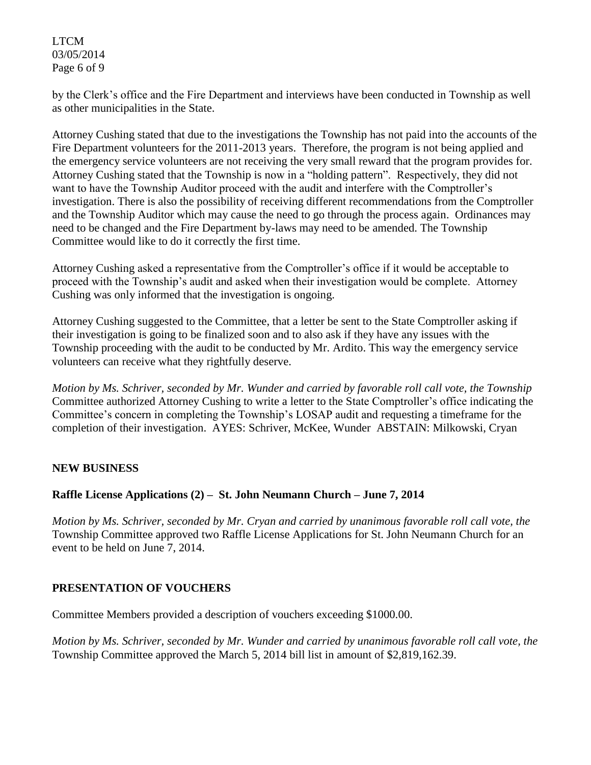by the Clerk's office and the Fire Department and interviews have been conducted in Township as well as other municipalities in the State.

Attorney Cushing stated that due to the investigations the Township has not paid into the accounts of the Fire Department volunteers for the 2011-2013 years. Therefore, the program is not being applied and the emergency service volunteers are not receiving the very small reward that the program provides for. Attorney Cushing stated that the Township is now in a "holding pattern". Respectively, they did not want to have the Township Auditor proceed with the audit and interfere with the Comptroller's investigation. There is also the possibility of receiving different recommendations from the Comptroller and the Township Auditor which may cause the need to go through the process again. Ordinances may need to be changed and the Fire Department by-laws may need to be amended. The Township Committee would like to do it correctly the first time.

Attorney Cushing asked a representative from the Comptroller's office if it would be acceptable to proceed with the Township's audit and asked when their investigation would be complete. Attorney Cushing was only informed that the investigation is ongoing.

Attorney Cushing suggested to the Committee, that a letter be sent to the State Comptroller asking if their investigation is going to be finalized soon and to also ask if they have any issues with the Township proceeding with the audit to be conducted by Mr. Ardito. This way the emergency service volunteers can receive what they rightfully deserve.

*Motion by Ms. Schriver, seconded by Mr. Wunder and carried by favorable roll call vote, the Township* Committee authorized Attorney Cushing to write a letter to the State Comptroller's office indicating the Committee's concern in completing the Township's LOSAP audit and requesting a timeframe for the completion of their investigation. AYES: Schriver, McKee, Wunder ABSTAIN: Milkowski, Cryan

## NEW BUSINESS

### Raffle License Applications (2) – St. John Neumann Church – June 7, 2014

*Motion by Ms. Schriver, seconded by Mr. Cryan and carried by unanimous favorable roll call vote, the* Township Committee approved two Raffle License Applications for St. John Neumann Church for an event to be held on June 7, 2014.

## PRESENTATION OF VOUCHERS

Committee Members provided a description of vouchers exceeding $1000.00.

*Motion by Ms. Schriver, seconded by Mr. Wunder and carried by unanimous favorable roll call vote, the* Township Committee approved the March 5, 2014 bill list in amount of $2,819,162.39.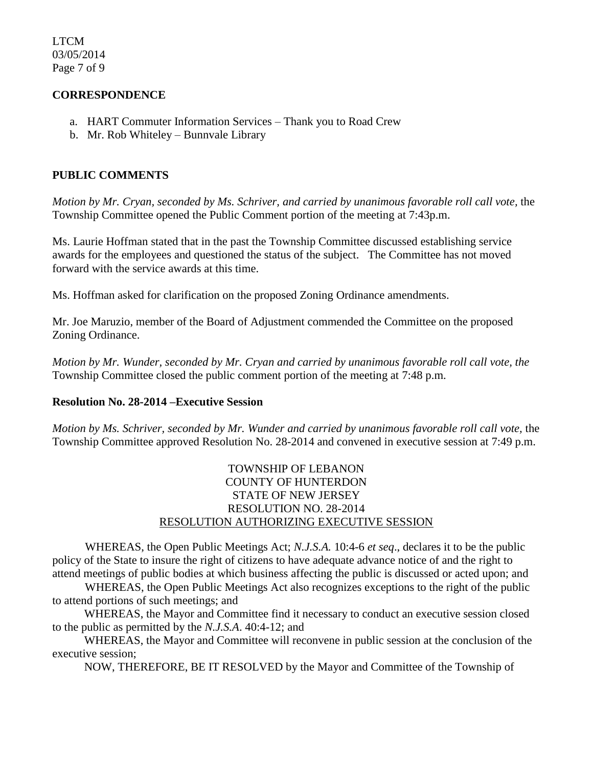**CORRESPONDENCE**

a. HART Commuter Information Services – Thank you to Road Crew
b. Mr. Rob Whiteley – Bunnvale Library

**PUBLIC COMMENTS**

*Motion by Mr. Cryan, seconded by Ms. Schriver, and carried by unanimous favorable roll call vote,* the Township Committee opened the Public Comment portion of the meeting at 7:43p.m.

Ms. Laurie Hoffman stated that in the past the Township Committee discussed establishing service awards for the employees and questioned the status of the subject. The Committee has not moved forward with the service awards at this time.

Ms. Hoffman asked for clarification on the proposed Zoning Ordinance amendments.

Mr. Joe Maruzio, member of the Board of Adjustment commended the Committee on the proposed Zoning Ordinance.

*Motion by Mr. Wunder, seconded by Mr. Cryan and carried by unanimous favorable roll call vote, the* Township Committee closed the public comment portion of the meeting at 7:48 p.m.

**Resolution No. 28-2014 –Executive Session**

*Motion by Ms. Schriver, seconded by Mr. Wunder and carried by unanimous favorable roll call vote,* the Township Committee approved Resolution No. 28-2014 and convened in executive session at 7:49 p.m.

TOWNSHIP OF LEBANON
COUNTY OF HUNTERDON
STATE OF NEW JERSEY
RESOLUTION NO. 28-2014
RESOLUTION AUTHORIZING EXECUTIVE SESSION

WHEREAS, the Open Public Meetings Act; *N.J.S.A.* 10:4-6 *et seq*., declares it to be the public policy of the State to insure the right of citizens to have adequate advance notice of and the right to attend meetings of public bodies at which business affecting the public is discussed or acted upon; and

WHEREAS, the Open Public Meetings Act also recognizes exceptions to the right of the public to attend portions of such meetings; and

WHEREAS, the Mayor and Committee find it necessary to conduct an executive session closed to the public as permitted by the *N.J.S.A*. 40:4-12; and

WHEREAS, the Mayor and Committee will reconvene in public session at the conclusion of the executive session;

NOW, THEREFORE, BE IT RESOLVED by the Mayor and Committee of the Township of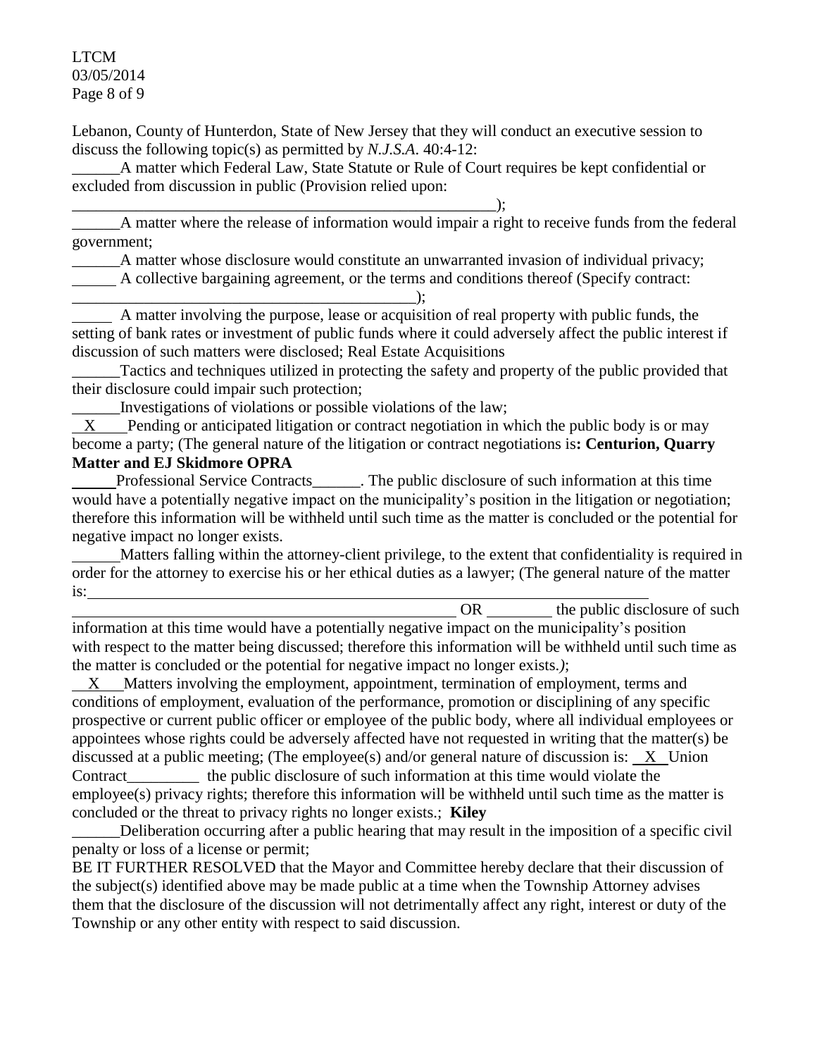Lebanon, County of Hunterdon, State of New Jersey that they will conduct an executive session to discuss the following topic(s) as permitted by *N.J.S.A.* 40:4-12:

______A matter which Federal Law, State Statute or Rule of Court requires be kept confidential or excluded from discussion in public (Provision relied upon: _________________________________________________________);

______A matter where the release of information would impair a right to receive funds from the federal government;

______A matter whose disclosure would constitute an unwarranted invasion of individual privacy;

______ A collective bargaining agreement, or the terms and conditions thereof (Specify contract: ___________________________________________);

_____ A matter involving the purpose, lease or acquisition of real property with public funds, the setting of bank rates or investment of public funds where it could adversely affect the public interest if discussion of such matters were disclosed; Real Estate Acquisitions

______Tactics and techniques utilized in protecting the safety and property of the public provided that their disclosure could impair such protection;

______Investigations of violations or possible violations of the law;

__X__ Pending or anticipated litigation or contract negotiation in which the public body is or may become a party; (The general nature of the litigation or contract negotiations is**: Centurion, Quarry Matter and EJ Skidmore OPRA**

______Professional Service Contracts______. The public disclosure of such information at this time would have a potentially negative impact on the municipality's position in the litigation or negotiation; therefore this information will be withheld until such time as the matter is concluded or the potential for negative impact no longer exists.

______Matters falling within the attorney-client privilege, to the extent that confidentiality is required in order for the attorney to exercise his or her ethical duties as a lawyer; (The general nature of the matter is:__________________________________________________________________________ __________________________________________________ OR ________ the public disclosure of such information at this time would have a potentially negative impact on the municipality's position with respect to the matter being discussed; therefore this information will be withheld until such time as the matter is concluded or the potential for negative impact no longer exists.*)*;

__X__ Matters involving the employment, appointment, termination of employment, terms and conditions of employment, evaluation of the performance, promotion or disciplining of any specific prospective or current public officer or employee of the public body, where all individual employees or appointees whose rights could be adversely affected have not requested in writing that the matter(s) be discussed at a public meeting; (The employee(s) and/or general nature of discussion is: __X__ Union Contract_________ the public disclosure of such information at this time would violate the employee(s) privacy rights; therefore this information will be withheld until such time as the matter is concluded or the threat to privacy rights no longer exists.; **Kiley**

______Deliberation occurring after a public hearing that may result in the imposition of a specific civil penalty or loss of a license or permit;

BE IT FURTHER RESOLVED that the Mayor and Committee hereby declare that their discussion of the subject(s) identified above may be made public at a time when the Township Attorney advises them that the disclosure of the discussion will not detrimentally affect any right, interest or duty of the Township or any other entity with respect to said discussion.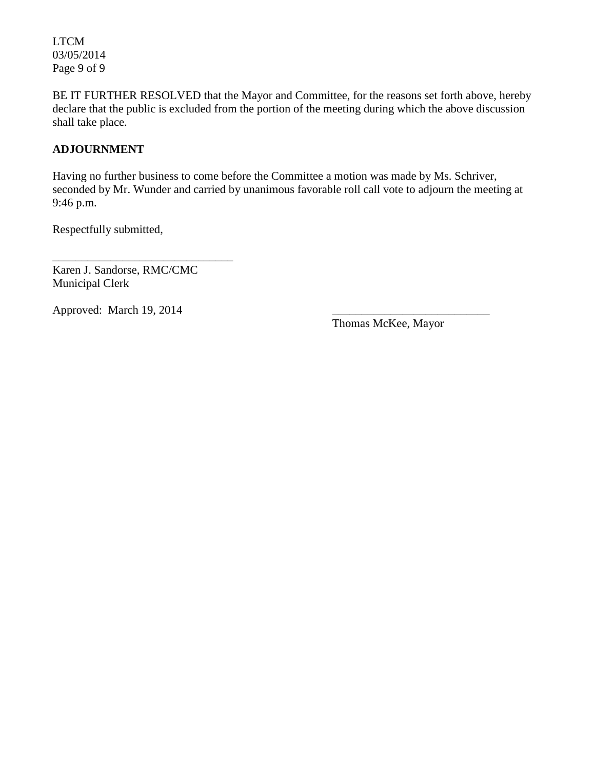BE IT FURTHER RESOLVED that the Mayor and Committee, for the reasons set forth above, hereby declare that the public is excluded from the portion of the meeting during which the above discussion shall take place.

**ADJOURNMENT**

Having no further business to come before the Committee a motion was made by Ms. Schriver, seconded by Mr. Wunder and carried by unanimous favorable roll call vote to adjourn the meeting at 9:46 p.m.

Respectfully submitted,

_______________________________
Karen J. Sandorse, RMC/CMC
Municipal Clerk

Approved: March 19, 2014

_________________________
Thomas McKee, Mayor